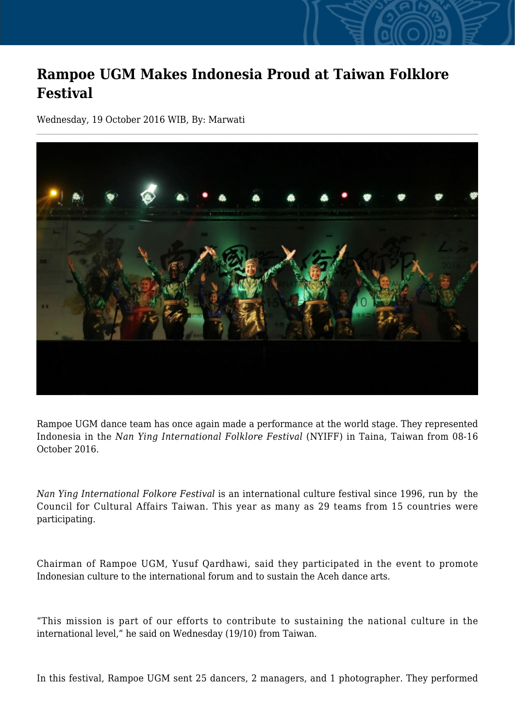# Rampoe UGM Makes Indonesia Proud at Taiwan Folklore Festival

Wednesday, 19 October 2016 WIB, By: Marwati

Rampoe UGM dance team has once again made a performance at the world stage. They represented Indonesia in the *Nan Ying International Folklore Festival* (NYIFF) in Taina, Taiwan from 08-16 October 2016.

*Nan Ying International Folkore Festival* is an international culture festival since 1996, run by the Council for Cultural Affairs Taiwan. This year as many as 29 teams from 15 countries were participating.

Chairman of Rampoe UGM, Yusuf Qardhawi, said they participated in the event to promote Indonesian culture to the international forum and to sustain the Aceh dance arts.

"This mission is part of our efforts to contribute to sustaining the national culture in the international level," he said on Wednesday (19/10) from Taiwan.

In this festival, Rampoe UGM sent 25 dancers, 2 managers, and 1 photographer. They performed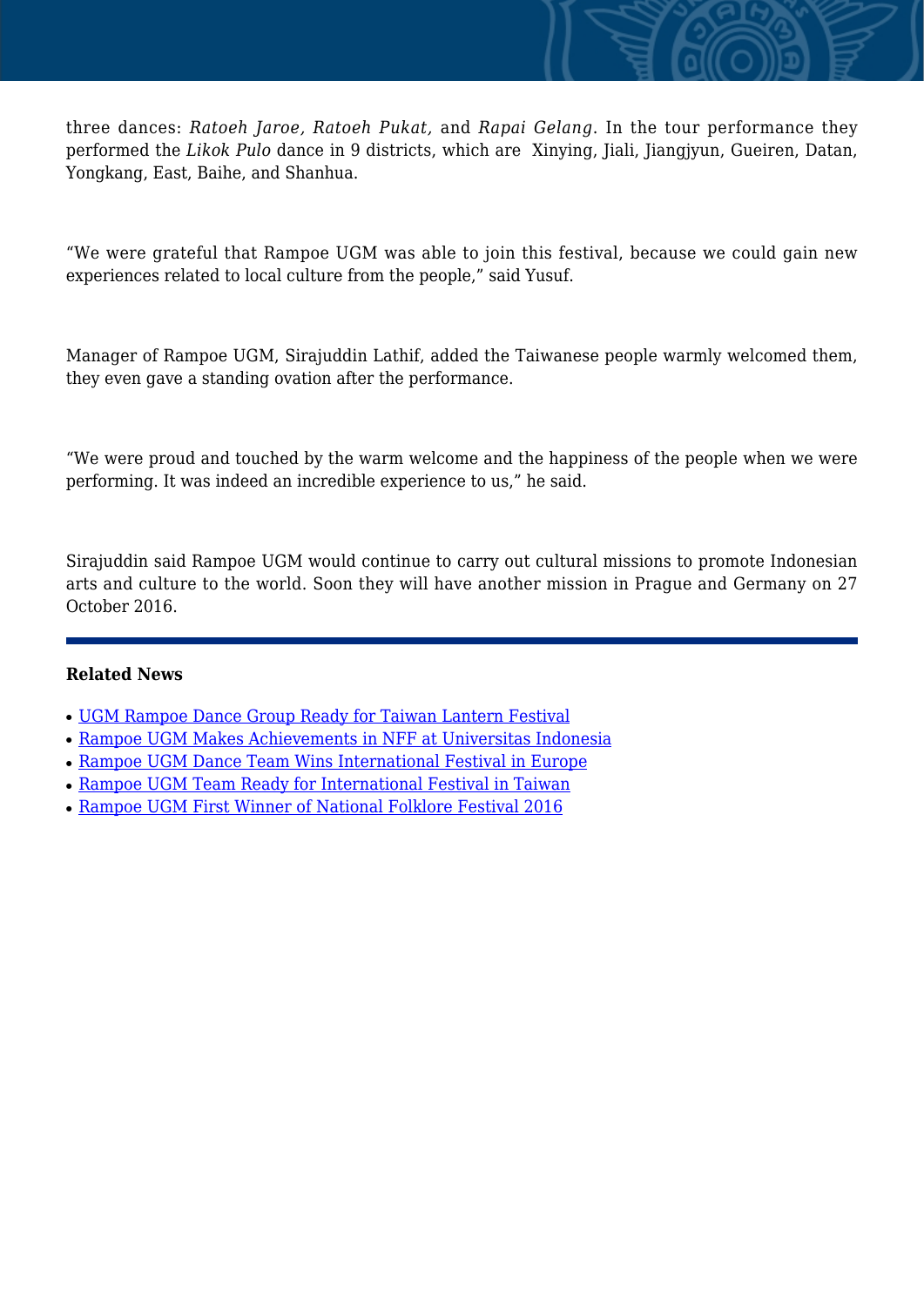three dances: *Ratoeh Jaroe, Ratoeh Pukat,* and *Rapai Gelang*. In the tour performance they performed the *Likok Pulo* dance in 9 districts, which are Xinying, Jiali, Jiangjyun, Gueiren, Datan, Yongkang, East, Baihe, and Shanhua.

"We were grateful that Rampoe UGM was able to join this festival, because we could gain new experiences related to local culture from the people," said Yusuf.

Manager of Rampoe UGM, Sirajuddin Lathif, added the Taiwanese people warmly welcomed them, they even gave a standing ovation after the performance.

"We were proud and touched by the warm welcome and the happiness of the people when we were performing. It was indeed an incredible experience to us," he said.

Sirajuddin said Rampoe UGM would continue to carry out cultural missions to promote Indonesian arts and culture to the world. Soon they will have another mission in Prague and Germany on 27 October 2016.

---

**Related News**

- UGM Rampoe Dance Group Ready for Taiwan Lantern Festival
- Rampoe UGM Makes Achievements in NFF at Universitas Indonesia
- Rampoe UGM Dance Team Wins International Festival in Europe
- Rampoe UGM Team Ready for International Festival in Taiwan
- Rampoe UGM First Winner of National Folklore Festival 2016